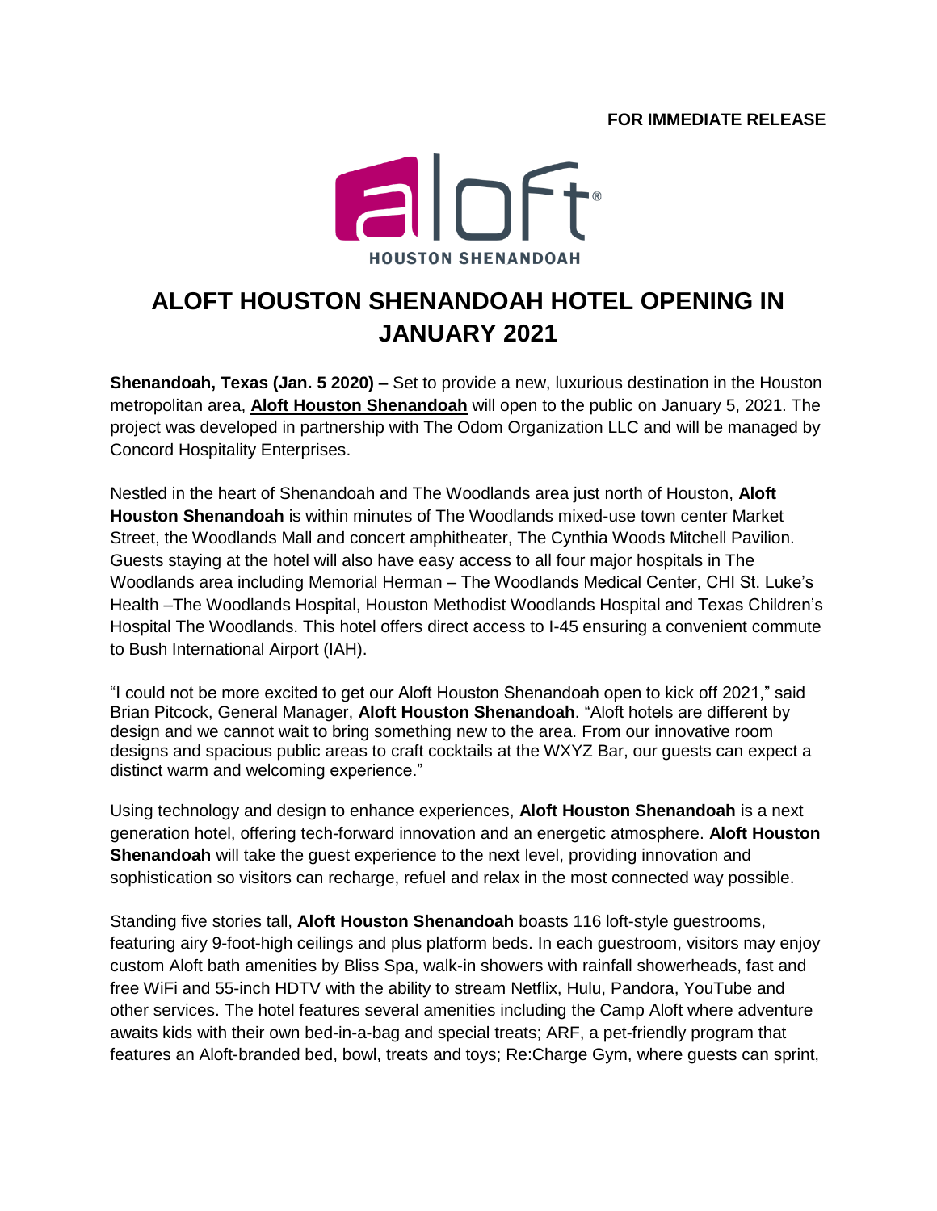**FOR IMMEDIATE RELEASE**

aloft®
HOUSTON SHENANDOAH

# ALOFT HOUSTON SHENANDOAH HOTEL OPENING IN JANUARY 2021

**Shenandoah, Texas (Jan. 5 2020) –** Set to provide a new, luxurious destination in the Houston metropolitan area, **Aloft Houston Shenandoah** will open to the public on January 5, 2021. The project was developed in partnership with The Odom Organization LLC and will be managed by Concord Hospitality Enterprises.

Nestled in the heart of Shenandoah and The Woodlands area just north of Houston, **Aloft Houston Shenandoah** is within minutes of The Woodlands mixed-use town center Market Street, the Woodlands Mall and concert amphitheater, The Cynthia Woods Mitchell Pavilion. Guests staying at the hotel will also have easy access to all four major hospitals in The Woodlands area including Memorial Herman – The Woodlands Medical Center, CHI St. Luke's Health –The Woodlands Hospital, Houston Methodist Woodlands Hospital and Texas Children's Hospital The Woodlands. This hotel offers direct access to I-45 ensuring a convenient commute to Bush International Airport (IAH).

"I could not be more excited to get our Aloft Houston Shenandoah open to kick off 2021," said Brian Pitcock, General Manager, **Aloft Houston Shenandoah**. "Aloft hotels are different by design and we cannot wait to bring something new to the area. From our innovative room designs and spacious public areas to craft cocktails at the WXYZ Bar, our guests can expect a distinct warm and welcoming experience."

Using technology and design to enhance experiences, **Aloft Houston Shenandoah** is a next generation hotel, offering tech-forward innovation and an energetic atmosphere. **Aloft Houston Shenandoah** will take the guest experience to the next level, providing innovation and sophistication so visitors can recharge, refuel and relax in the most connected way possible.

Standing five stories tall, **Aloft Houston Shenandoah** boasts 116 loft-style guestrooms, featuring airy 9-foot-high ceilings and plus platform beds. In each guestroom, visitors may enjoy custom Aloft bath amenities by Bliss Spa, walk-in showers with rainfall showerheads, fast and free WiFi and 55-inch HDTV with the ability to stream Netflix, Hulu, Pandora, YouTube and other services. The hotel features several amenities including the Camp Aloft where adventure awaits kids with their own bed-in-a-bag and special treats; ARF, a pet-friendly program that features an Aloft-branded bed, bowl, treats and toys; Re:Charge Gym, where guests can sprint,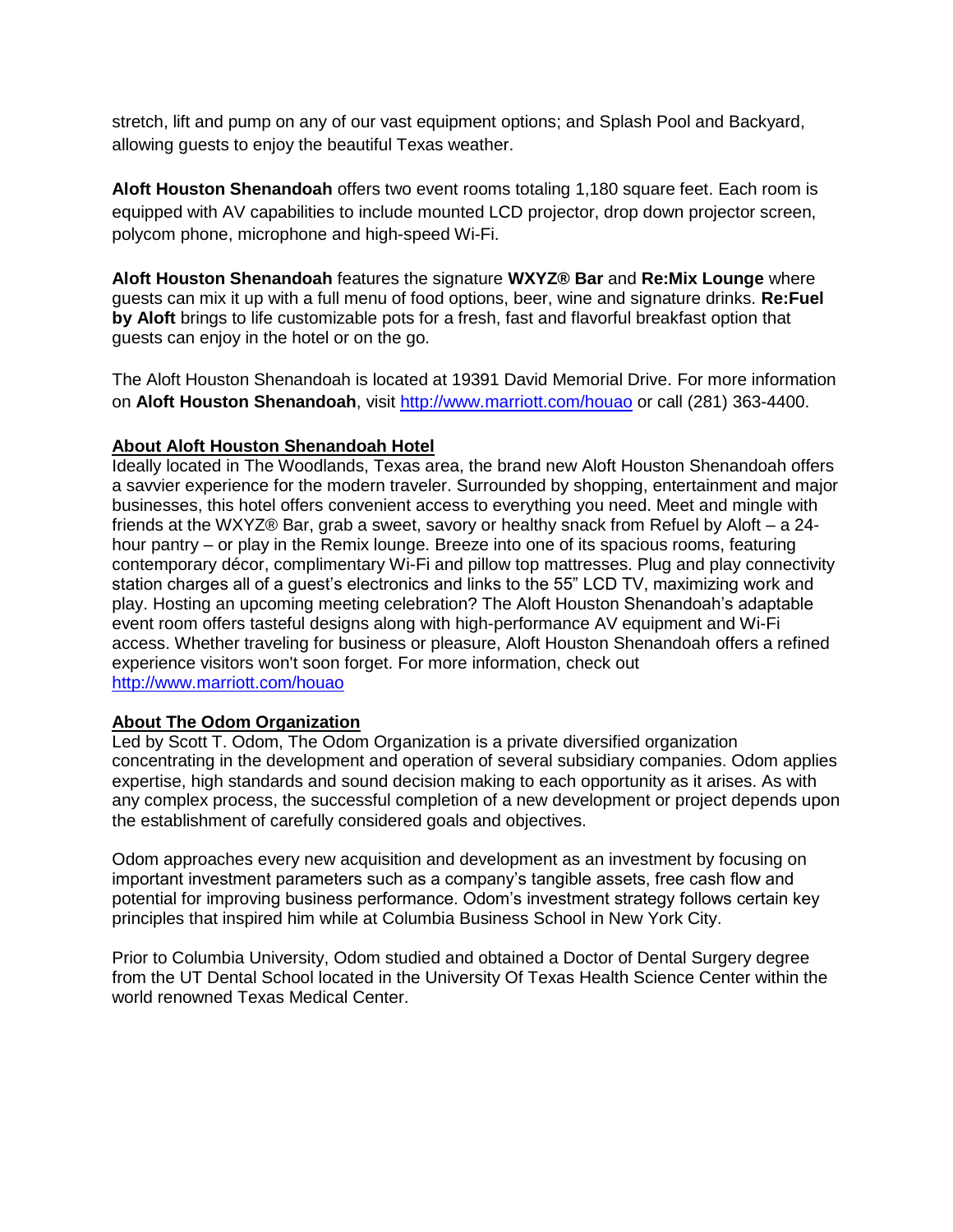stretch, lift and pump on any of our vast equipment options; and Splash Pool and Backyard, allowing guests to enjoy the beautiful Texas weather.

**Aloft Houston Shenandoah** offers two event rooms totaling 1,180 square feet. Each room is equipped with AV capabilities to include mounted LCD projector, drop down projector screen, polycom phone, microphone and high-speed Wi-Fi.

**Aloft Houston Shenandoah** features the signature **WXYZ® Bar** and **Re:Mix Lounge** where guests can mix it up with a full menu of food options, beer, wine and signature drinks. **Re:Fuel by Aloft** brings to life customizable pots for a fresh, fast and flavorful breakfast option that guests can enjoy in the hotel or on the go.

The Aloft Houston Shenandoah is located at 19391 David Memorial Drive. For more information on **Aloft Houston Shenandoah**, visit http://www.marriott.com/houao or call (281) 363-4400.

**About Aloft Houston Shenandoah Hotel**

Ideally located in The Woodlands, Texas area, the brand new Aloft Houston Shenandoah offers a savvier experience for the modern traveler. Surrounded by shopping, entertainment and major businesses, this hotel offers convenient access to everything you need. Meet and mingle with friends at the WXYZ® Bar, grab a sweet, savory or healthy snack from Refuel by Aloft – a 24-hour pantry – or play in the Remix lounge. Breeze into one of its spacious rooms, featuring contemporary décor, complimentary Wi-Fi and pillow top mattresses. Plug and play connectivity station charges all of a guest's electronics and links to the 55" LCD TV, maximizing work and play. Hosting an upcoming meeting celebration? The Aloft Houston Shenandoah's adaptable event room offers tasteful designs along with high-performance AV equipment and Wi-Fi access. Whether traveling for business or pleasure, Aloft Houston Shenandoah offers a refined experience visitors won't soon forget. For more information, check out http://www.marriott.com/houao

**About The Odom Organization**

Led by Scott T. Odom, The Odom Organization is a private diversified organization concentrating in the development and operation of several subsidiary companies. Odom applies expertise, high standards and sound decision making to each opportunity as it arises. As with any complex process, the successful completion of a new development or project depends upon the establishment of carefully considered goals and objectives.

Odom approaches every new acquisition and development as an investment by focusing on important investment parameters such as a company's tangible assets, free cash flow and potential for improving business performance. Odom's investment strategy follows certain key principles that inspired him while at Columbia Business School in New York City.

Prior to Columbia University, Odom studied and obtained a Doctor of Dental Surgery degree from the UT Dental School located in the University Of Texas Health Science Center within the world renowned Texas Medical Center.